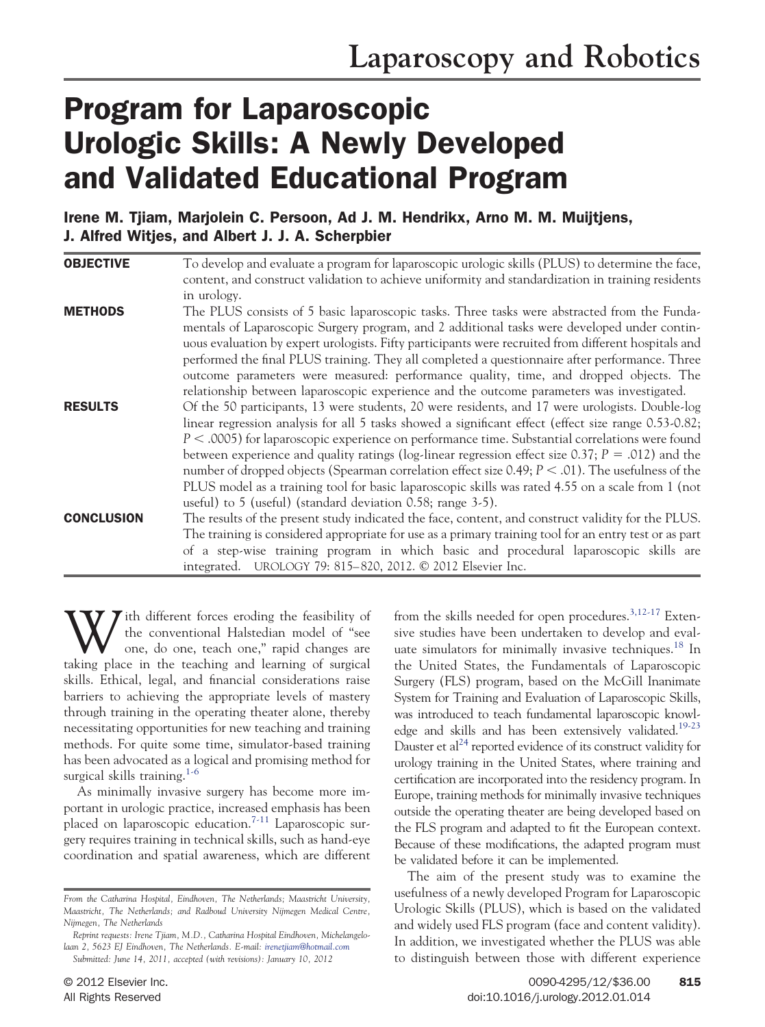# Program for Laparoscopic Urologic Skills: A Newly Developed and Validated Educational Program

**Irene M. Tjiam, Marjolein C. Persoon, Ad J. M. Hendrikx, Arno M. M. Muijtjens, J. Alfred Witjes, and Albert J. J. A. Scherpbier**

**OBJECTIVE** To develop and evaluate a program for laparoscopic urologic skills (PLUS) to determine the face, content, and construct validation to achieve uniformity and standardization in training residents in urology.

**METHODS** The PLUS consists of 5 basic laparoscopic tasks. Three tasks were abstracted from the Fundamentals of Laparoscopic Surgery program, and 2 additional tasks were developed under continuous evaluation by expert urologists. Fifty participants were recruited from different hospitals and performed the final PLUS training. They all completed a questionnaire after performance. Three outcome parameters were measured: performance quality, time, and dropped objects. The relationship between laparoscopic experience and the outcome parameters was investigated.

**RESULTS** Of the 50 participants, 13 were students, 20 were residents, and 17 were urologists. Double-log linear regression analysis for all 5 tasks showed a significant effect (effect size range 0.53-0.82; $P < .0005$) for laparoscopic experience on performance time. Substantial correlations were found between experience and quality ratings (log-linear regression effect size 0.37; $P = .012$) and the number of dropped objects (Spearman correlation effect size 0.49; $P < .01$). The usefulness of the PLUS model as a training tool for basic laparoscopic skills was rated 4.55 on a scale from 1 (not useful) to 5 (useful) (standard deviation 0.58; range 3-5).

**CONCLUSION** The results of the present study indicated the face, content, and construct validity for the PLUS. The training is considered appropriate for use as a primary training tool for an entry test or as part of a step-wise training program in which basic and procedural laparoscopic skills are integrated. UROLOGY 79: 815–820, 2012. © 2012 Elsevier Inc.

With different forces eroding the feasibility of the conventional Halstedian model of "see one, do one, teach one," rapid changes are taking place in the teaching and learning of surgical skills. Ethical, legal, and financial considerations raise barriers to achieving the appropriate levels of mastery through training in the operating theater alone, thereby necessitating opportunities for new teaching and training methods. For quite some time, simulator-based training has been advocated as a logical and promising method for surgical skills training.[1-6]

As minimally invasive surgery has become more important in urologic practice, increased emphasis has been placed on laparoscopic education.[7-11] Laparoscopic surgery requires training in technical skills, such as hand-eye coordination and spatial awareness, which are different from the skills needed for open procedures.[3,12-17] Extensive studies have been undertaken to develop and evaluate simulators for minimally invasive techniques.[18] In the United States, the Fundamentals of Laparoscopic Surgery (FLS) program, based on the McGill Inanimate System for Training and Evaluation of Laparoscopic Skills, was introduced to teach fundamental laparoscopic knowledge and skills and has been extensively validated.[19-23] Dauster et al[24] reported evidence of its construct validity for urology training in the United States, where training and certification are incorporated into the residency program. In Europe, training methods for minimally invasive techniques outside the operating theater are being developed based on the FLS program and adapted to fit the European context. Because of these modifications, the adapted program must be validated before it can be implemented.

The aim of the present study was to examine the usefulness of a newly developed Program for Laparoscopic Urologic Skills (PLUS), which is based on the validated and widely used FLS program (face and content validity). In addition, we investigated whether the PLUS was able to distinguish between those with different experience

*From the Catharina Hospital, Eindhoven, The Netherlands; Maastricht University, Maastricht, The Netherlands; and Radboud University Nijmegen Medical Centre, Nijmegen, The Netherlands*

*Reprint requests: Irene Tjiam, M.D., Catharina Hospital Eindhoven, Michelangelolaan 2, 5623 EJ Eindhoven, The Netherlands. E-mail: irenetjiam@hotmail.com*

*Submitted: June 14, 2011, accepted (with revisions): January 10, 2012*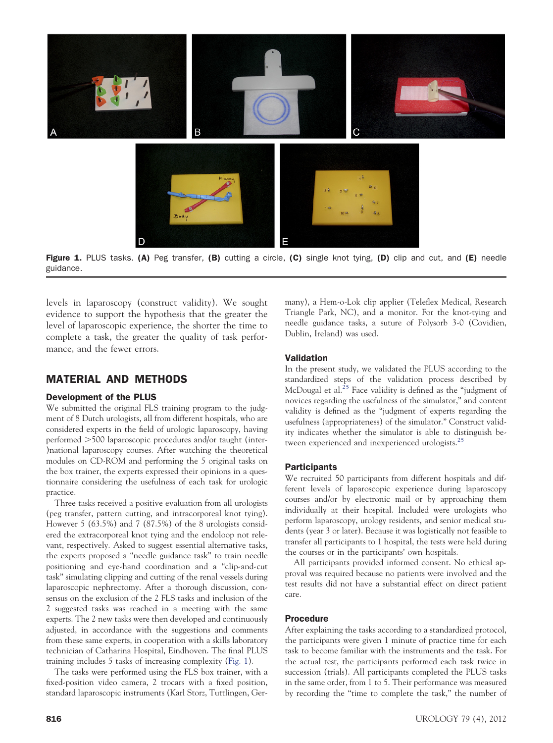**Figure 1.** PLUS tasks. **(A)** Peg transfer, **(B)** cutting a circle, **(C)** single knot tying, **(D)** clip and cut, and **(E)** needle guidance.

levels in laparoscopy (construct validity). We sought evidence to support the hypothesis that the greater the level of laparoscopic experience, the shorter the time to complete a task, the greater the quality of task performance, and the fewer errors.

## MATERIAL AND METHODS

### Development of the PLUS

We submitted the original FLS training program to the judgment of 8 Dutch urologists, all from different hospitals, who are considered experts in the field of urologic laparoscopy, having performed >500 laparoscopic procedures and/or taught (inter-)national laparoscopy courses. After watching the theoretical modules on CD-ROM and performing the 5 original tasks on the box trainer, the experts expressed their opinions in a questionnaire considering the usefulness of each task for urologic practice.

Three tasks received a positive evaluation from all urologists (peg transfer, pattern cutting, and intracorporeal knot tying). However 5 (63.5%) and 7 (87.5%) of the 8 urologists considered the extracorporeal knot tying and the endoloop not relevant, respectively. Asked to suggest essential alternative tasks, the experts proposed a "needle guidance task" to train needle positioning and eye-hand coordination and a "clip-and-cut task" simulating clipping and cutting of the renal vessels during laparoscopic nephrectomy. After a thorough discussion, consensus on the exclusion of the 2 FLS tasks and inclusion of the 2 suggested tasks was reached in a meeting with the same experts. The 2 new tasks were then developed and continuously adjusted, in accordance with the suggestions and comments from these same experts, in cooperation with a skills laboratory technician of Catharina Hospital, Eindhoven. The final PLUS training includes 5 tasks of increasing complexity (Fig. 1).

The tasks were performed using the FLS box trainer, with a fixed-position video camera, 2 trocars with a fixed position, standard laparoscopic instruments (Karl Storz, Tuttlingen, Germany), a Hem-o-Lok clip applier (Teleflex Medical, Research Triangle Park, NC), and a monitor. For the knot-tying and needle guidance tasks, a suture of Polysorb 3-0 (Covidien, Dublin, Ireland) was used.

### Validation

In the present study, we validated the PLUS according to the standardized steps of the validation process described by McDougal et al.[25] Face validity is defined as the "judgment of novices regarding the usefulness of the simulator," and content validity is defined as the "judgment of experts regarding the usefulness (appropriateness) of the simulator." Construct validity indicates whether the simulator is able to distinguish between experienced and inexperienced urologists.[25]

### Participants

We recruited 50 participants from different hospitals and different levels of laparoscopic experience during laparoscopy courses and/or by electronic mail or by approaching them individually at their hospital. Included were urologists who perform laparoscopy, urology residents, and senior medical students (year 3 or later). Because it was logistically not feasible to transfer all participants to 1 hospital, the tests were held during the courses or in the participants' own hospitals.

All participants provided informed consent. No ethical approval was required because no patients were involved and the test results did not have a substantial effect on direct patient care.

### Procedure

After explaining the tasks according to a standardized protocol, the participants were given 1 minute of practice time for each task to become familiar with the instruments and the task. For the actual test, the participants performed each task twice in succession (trials). All participants completed the PLUS tasks in the same order, from 1 to 5. Their performance was measured by recording the "time to complete the task," the number of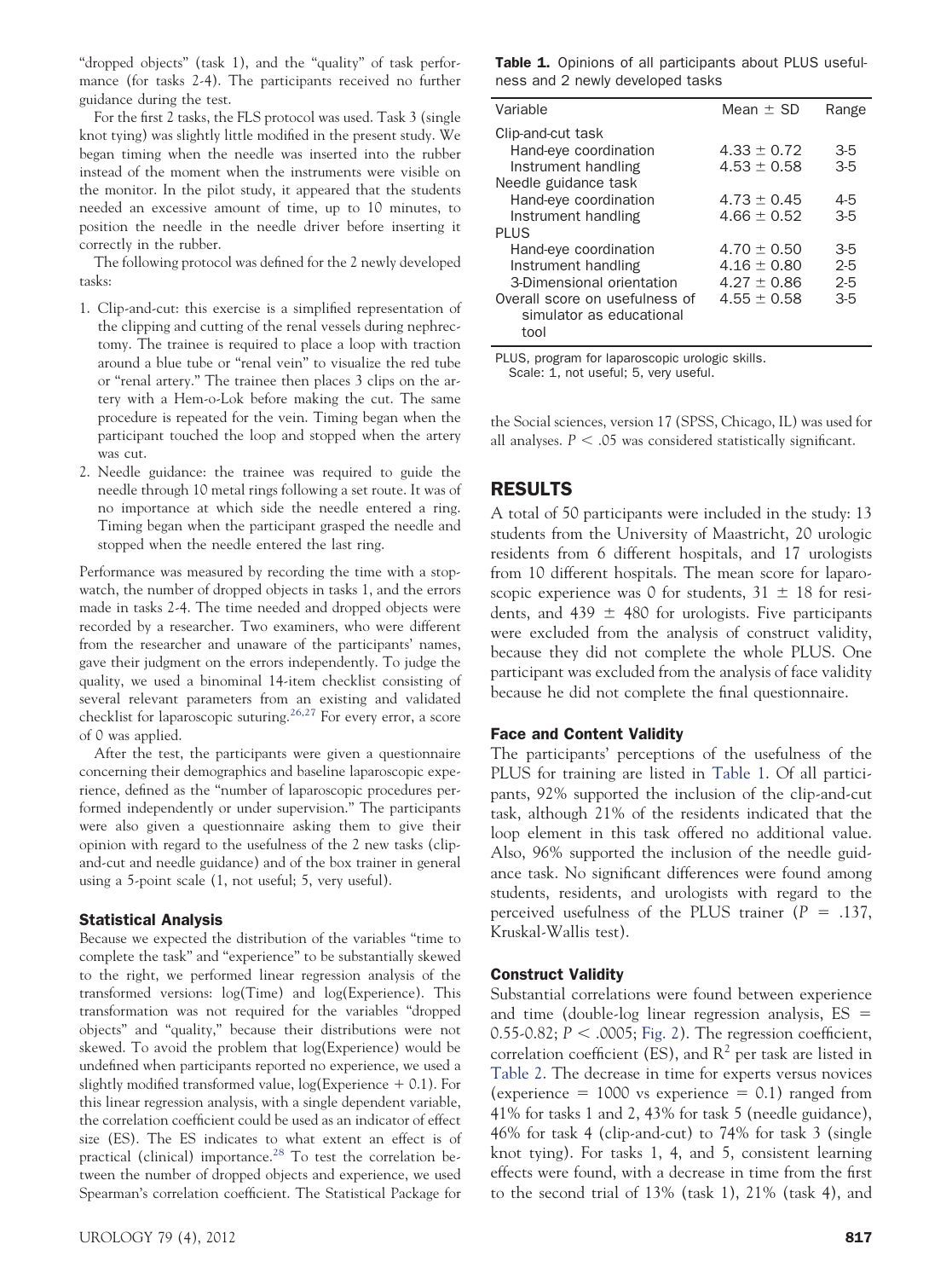"dropped objects" (task 1), and the "quality" of task performance (for tasks 2-4). The participants received no further guidance during the test.

For the first 2 tasks, the FLS protocol was used. Task 3 (single knot tying) was slightly little modified in the present study. We began timing when the needle was inserted into the rubber instead of the moment when the instruments were visible on the monitor. In the pilot study, it appeared that the students needed an excessive amount of time, up to 10 minutes, to position the needle in the needle driver before inserting it correctly in the rubber.

The following protocol was defined for the 2 newly developed tasks:

1. Clip-and-cut: this exercise is a simplified representation of the clipping and cutting of the renal vessels during nephrectomy. The trainee is required to place a loop with traction around a blue tube or "renal vein" to visualize the red tube or "renal artery." The trainee then places 3 clips on the artery with a Hem-o-Lok before making the cut. The same procedure is repeated for the vein. Timing began when the participant touched the loop and stopped when the artery was cut.
2. Needle guidance: the trainee was required to guide the needle through 10 metal rings following a set route. It was of no importance at which side the needle entered a ring. Timing began when the participant grasped the needle and stopped when the needle entered the last ring.

Performance was measured by recording the time with a stopwatch, the number of dropped objects in tasks 1, and the errors made in tasks 2-4. The time needed and dropped objects were recorded by a researcher. Two examiners, who were different from the researcher and unaware of the participants' names, gave their judgment on the errors independently. To judge the quality, we used a binominal 14-item checklist consisting of several relevant parameters from an existing and validated checklist for laparoscopic suturing.[26,27] For every error, a score of 0 was applied.

After the test, the participants were given a questionnaire concerning their demographics and baseline laparoscopic experience, defined as the "number of laparoscopic procedures performed independently or under supervision." The participants were also given a questionnaire asking them to give their opinion with regard to the usefulness of the 2 new tasks (clip-and-cut and needle guidance) and of the box trainer in general using a 5-point scale (1, not useful; 5, very useful).

### Statistical Analysis

Because we expected the distribution of the variables "time to complete the task" and "experience" to be substantially skewed to the right, we performed linear regression analysis of the transformed versions: log(Time) and log(Experience). This transformation was not required for the variables "dropped objects" and "quality," because their distributions were not skewed. To avoid the problem that log(Experience) would be undefined when participants reported no experience, we used a slightly modified transformed value, log(Experience + 0.1). For this linear regression analysis, with a single dependent variable, the correlation coefficient could be used as an indicator of effect size (ES). The ES indicates to what extent an effect is of practical (clinical) importance.[28] To test the correlation between the number of dropped objects and experience, we used Spearman's correlation coefficient. The Statistical Package for the Social sciences, version 17 (SPSS, Chicago, IL) was used for all analyses. $P < .05$ was considered statistically significant.

**Table 1.** Opinions of all participants about PLUS usefulness and 2 newly developed tasks

| Variable | Mean ± SD | Range |
|---|---|---|
| Clip-and-cut task | | |
| Hand-eye coordination | 4.33 ± 0.72 | 3-5 |
| Instrument handling | 4.53 ± 0.58 | 3-5 |
| Needle guidance task | | |
| Hand-eye coordination | 4.73 ± 0.45 | 4-5 |
| Instrument handling | 4.66 ± 0.52 | 3-5 |
| PLUS | | |
| Hand-eye coordination | 4.70 ± 0.50 | 3-5 |
| Instrument handling | 4.16 ± 0.80 | 2-5 |
| 3-Dimensional orientation | 4.27 ± 0.86 | 2-5 |
| Overall score on usefulness of simulator as educational tool | 4.55 ± 0.58 | 3-5 |

PLUS, program for laparoscopic urologic skills.
Scale: 1, not useful; 5, very useful.

## RESULTS

A total of 50 participants were included in the study: 13 students from the University of Maastricht, 20 urologic residents from 6 different hospitals, and 17 urologists from 10 different hospitals. The mean score for laparoscopic experience was 0 for students, 31 ± 18 for residents, and 439 ± 480 for urologists. Five participants were excluded from the analysis of construct validity, because they did not complete the whole PLUS. One participant was excluded from the analysis of face validity because he did not complete the final questionnaire.

### Face and Content Validity

The participants' perceptions of the usefulness of the PLUS for training are listed in Table 1. Of all participants, 92% supported the inclusion of the clip-and-cut task, although 21% of the residents indicated that the loop element in this task offered no additional value. Also, 96% supported the inclusion of the needle guidance task. No significant differences were found among students, residents, and urologists with regard to the perceived usefulness of the PLUS trainer ($P = .137$, Kruskal-Wallis test).

### Construct Validity

Substantial correlations were found between experience and time (double-log linear regression analysis, ES = 0.55-0.82; $P < .0005$; Fig. 2). The regression coefficient, correlation coefficient (ES), and $R^2$ per task are listed in Table 2. The decrease in time for experts versus novices (experience = 1000 vs experience = 0.1) ranged from 41% for tasks 1 and 2, 43% for task 5 (needle guidance), 46% for task 4 (clip-and-cut) to 74% for task 3 (single knot tying). For tasks 1, 4, and 5, consistent learning effects were found, with a decrease in time from the first to the second trial of 13% (task 1), 21% (task 4), and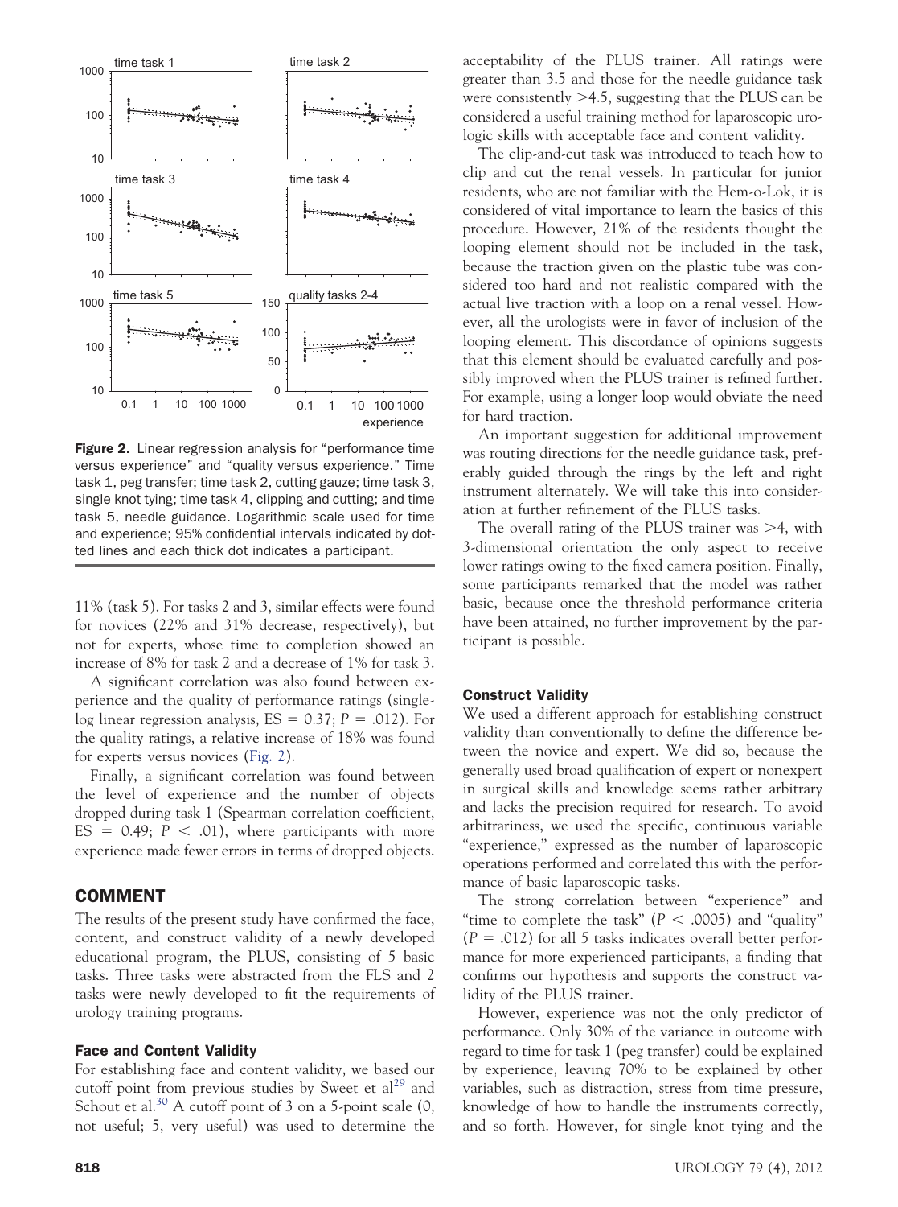**Figure 2.** Linear regression analysis for "performance time versus experience" and "quality versus experience." Time task 1, peg transfer; time task 2, cutting gauze; time task 3, single knot tying; time task 4, clipping and cutting; and time task 5, needle guidance. Logarithmic scale used for time and experience; 95% confidential intervals indicated by dotted lines and each thick dot indicates a participant.

11% (task 5). For tasks 2 and 3, similar effects were found for novices (22% and 31% decrease, respectively), but not for experts, whose time to completion showed an increase of 8% for task 2 and a decrease of 1% for task 3.

A significant correlation was also found between experience and the quality of performance ratings (single-log linear regression analysis, ES = 0.37; $P = .012$). For the quality ratings, a relative increase of 18% was found for experts versus novices (Fig. 2).

Finally, a significant correlation was found between the level of experience and the number of objects dropped during task 1 (Spearman correlation coefficient, ES = 0.49; $P < .01$), where participants with more experience made fewer errors in terms of dropped objects.

## COMMENT

The results of the present study have confirmed the face, content, and construct validity of a newly developed educational program, the PLUS, consisting of 5 basic tasks. Three tasks were abstracted from the FLS and 2 tasks were newly developed to fit the requirements of urology training programs.

### Face and Content Validity

For establishing face and content validity, we based our cutoff point from previous studies by Sweet et al[29] and Schout et al.[30] A cutoff point of 3 on a 5-point scale (0, not useful; 5, very useful) was used to determine the acceptability of the PLUS trainer. All ratings were greater than 3.5 and those for the needle guidance task were consistently >4.5, suggesting that the PLUS can be considered a useful training method for laparoscopic urologic skills with acceptable face and content validity.

The clip-and-cut task was introduced to teach how to clip and cut the renal vessels. In particular for junior residents, who are not familiar with the Hem-o-Lok, it is considered of vital importance to learn the basics of this procedure. However, 21% of the residents thought the looping element should not be included in the task, because the traction given on the plastic tube was considered too hard and not realistic compared with the actual live traction with a loop on a renal vessel. However, all the urologists were in favor of inclusion of the looping element. This discordance of opinions suggests that this element should be evaluated carefully and possibly improved when the PLUS trainer is refined further. For example, using a longer loop would obviate the need for hard traction.

An important suggestion for additional improvement was routing directions for the needle guidance task, preferably guided through the rings by the left and right instrument alternately. We will take this into consideration at further refinement of the PLUS tasks.

The overall rating of the PLUS trainer was >4, with 3-dimensional orientation the only aspect to receive lower ratings owing to the fixed camera position. Finally, some participants remarked that the model was rather basic, because once the threshold performance criteria have been attained, no further improvement by the participant is possible.

### Construct Validity

We used a different approach for establishing construct validity than conventionally to define the difference between the novice and expert. We did so, because the generally used broad qualification of expert or nonexpert in surgical skills and knowledge seems rather arbitrary and lacks the precision required for research. To avoid arbitrariness, we used the specific, continuous variable "experience," expressed as the number of laparoscopic operations performed and correlated this with the performance of basic laparoscopic tasks.

The strong correlation between "experience" and "time to complete the task" ($P < .0005$) and "quality" ($P = .012$) for all 5 tasks indicates overall better performance for more experienced participants, a finding that confirms our hypothesis and supports the construct validity of the PLUS trainer.

However, experience was not the only predictor of performance. Only 30% of the variance in outcome with regard to time for task 1 (peg transfer) could be explained by experience, leaving 70% to be explained by other variables, such as distraction, stress from time pressure, knowledge of how to handle the instruments correctly, and so forth. However, for single knot tying and the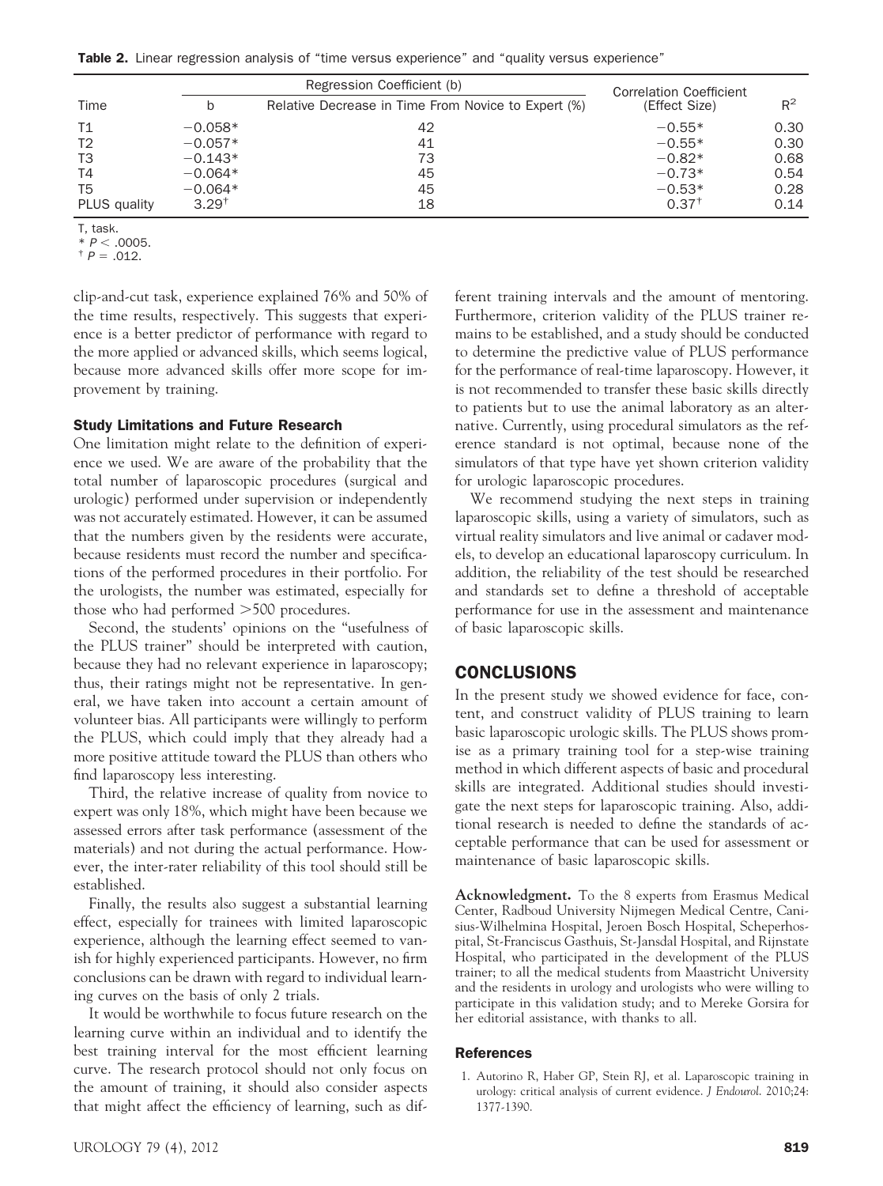**Table 2.** Linear regression analysis of "time versus experience" and "quality versus experience"

| Time | Regression Coefficient (b) | | Correlation Coefficient (Effect Size) | $R^2$ |
|---|---|---|---|---|
| | b | Relative Decrease in Time From Novice to Expert (%) | | |
| T1 | −0.058* | 42 | −0.55* | 0.30 |
| T2 | −0.057* | 41 | −0.55* | 0.30 |
| T3 | −0.143* | 73 | −0.82* | 0.68 |
| T4 | −0.064* | 45 | −0.73* | 0.54 |
| T5 | −0.064* | 45 | −0.53* | 0.28 |
| PLUS quality | 3.29† | 18 | 0.37† | 0.14 |

T, task.
* $P < .0005$.
† $P = .012$.

clip-and-cut task, experience explained 76% and 50% of the time results, respectively. This suggests that experience is a better predictor of performance with regard to the more applied or advanced skills, which seems logical, because more advanced skills offer more scope for improvement by training.

### Study Limitations and Future Research

One limitation might relate to the definition of experience we used. We are aware of the probability that the total number of laparoscopic procedures (surgical and urologic) performed under supervision or independently was not accurately estimated. However, it can be assumed that the numbers given by the residents were accurate, because residents must record the number and specifications of the performed procedures in their portfolio. For the urologists, the number was estimated, especially for those who had performed >500 procedures.

Second, the students' opinions on the "usefulness of the PLUS trainer" should be interpreted with caution, because they had no relevant experience in laparoscopy; thus, their ratings might not be representative. In general, we have taken into account a certain amount of volunteer bias. All participants were willingly to perform the PLUS, which could imply that they already had a more positive attitude toward the PLUS than others who find laparoscopy less interesting.

Third, the relative increase of quality from novice to expert was only 18%, which might have been because we assessed errors after task performance (assessment of the materials) and not during the actual performance. However, the inter-rater reliability of this tool should still be established.

Finally, the results also suggest a substantial learning effect, especially for trainees with limited laparoscopic experience, although the learning effect seemed to vanish for highly experienced participants. However, no firm conclusions can be drawn with regard to individual learning curves on the basis of only 2 trials.

It would be worthwhile to focus future research on the learning curve within an individual and to identify the best training interval for the most efficient learning curve. The research protocol should not only focus on the amount of training, it should also consider aspects that might affect the efficiency of learning, such as different training intervals and the amount of mentoring. Furthermore, criterion validity of the PLUS trainer remains to be established, and a study should be conducted to determine the predictive value of PLUS performance for the performance of real-time laparoscopy. However, it is not recommended to transfer these basic skills directly to patients but to use the animal laboratory as an alternative. Currently, using procedural simulators as the reference standard is not optimal, because none of the simulators of that type have yet shown criterion validity for urologic laparoscopic procedures.

We recommend studying the next steps in training laparoscopic skills, using a variety of simulators, such as virtual reality simulators and live animal or cadaver models, to develop an educational laparoscopy curriculum. In addition, the reliability of the test should be researched and standards set to define a threshold of acceptable performance for use in the assessment and maintenance of basic laparoscopic skills.

## CONCLUSIONS

In the present study we showed evidence for face, content, and construct validity of PLUS training to learn basic laparoscopic urologic skills. The PLUS shows promise as a primary training tool for a step-wise training method in which different aspects of basic and procedural skills are integrated. Additional studies should investigate the next steps for laparoscopic training. Also, additional research is needed to define the standards of acceptable performance that can be used for assessment or maintenance of basic laparoscopic skills.

**Acknowledgment.** To the 8 experts from Erasmus Medical Center, Radboud University Nijmegen Medical Centre, Canisius-Wilhelmina Hospital, Jeroen Bosch Hospital, Scheperhospital, St-Franciscus Gasthuis, St-Jansdal Hospital, and Rijnstate Hospital, who participated in the development of the PLUS trainer; to all the medical students from Maastricht University and the residents in urology and urologists who were willing to participate in this validation study; and to Mereke Gorsira for her editorial assistance, with thanks to all.

### References

1. Autorino R, Haber GP, Stein RJ, et al. Laparoscopic training in urology: critical analysis of current evidence. *J Endourol*. 2010;24: 1377-1390.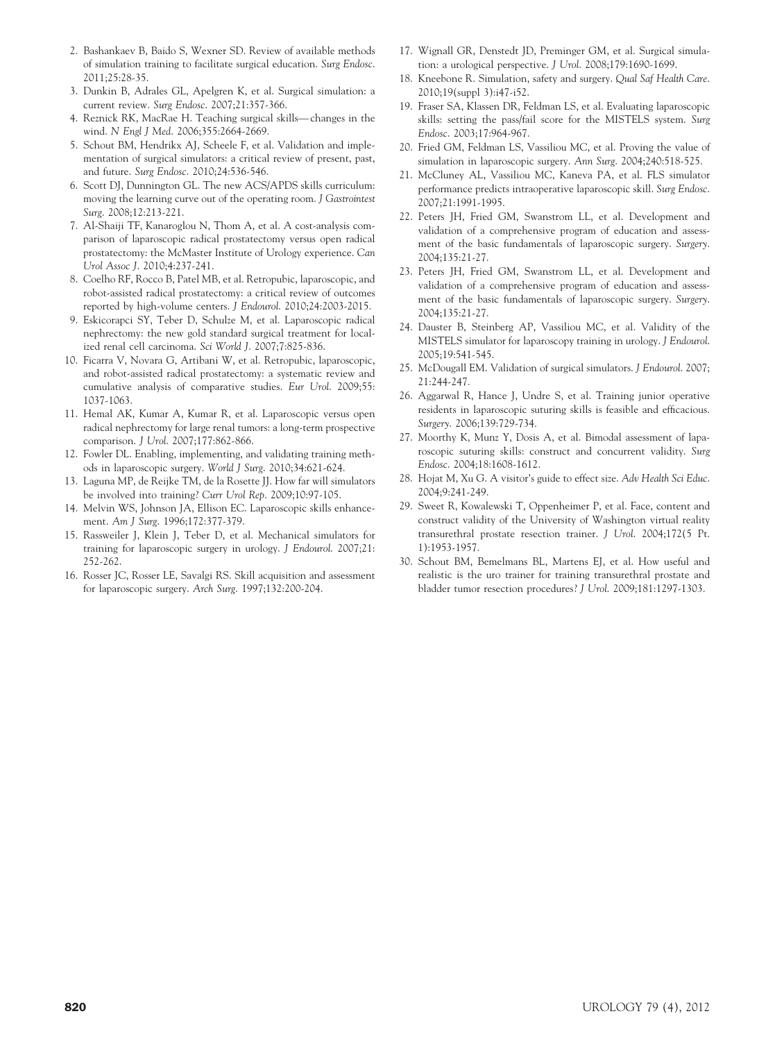2. Bashankaev B, Baido S, Wexner SD. Review of available methods of simulation training to facilitate surgical education. *Surg Endosc*. 2011;25:28-35.
3. Dunkin B, Adrales GL, Apelgren K, et al. Surgical simulation: a current review. *Surg Endosc*. 2007;21:357-366.
4. Reznick RK, MacRae H. Teaching surgical skills—changes in the wind. *N Engl J Med*. 2006;355:2664-2669.
5. Schout BM, Hendrikx AJ, Scheele F, et al. Validation and implementation of surgical simulators: a critical review of present, past, and future. *Surg Endosc*. 2010;24:536-546.
6. Scott DJ, Dunnington GL. The new ACS/APDS skills curriculum: moving the learning curve out of the operating room. *J Gastrointest Surg*. 2008;12:213-221.
7. Al-Shaiji TF, Kanaroglou N, Thom A, et al. A cost-analysis comparison of laparoscopic radical prostatectomy versus open radical prostatectomy: the McMaster Institute of Urology experience. *Can Urol Assoc J*. 2010;4:237-241.
8. Coelho RF, Rocco B, Patel MB, et al. Retropubic, laparoscopic, and robot-assisted radical prostatectomy: a critical review of outcomes reported by high-volume centers. *J Endourol*. 2010;24:2003-2015.
9. Eskicorapci SY, Teber D, Schulze M, et al. Laparoscopic radical nephrectomy: the new gold standard surgical treatment for localized renal cell carcinoma. *Sci World J*. 2007;7:825-836.
10. Ficarra V, Novara G, Artibani W, et al. Retropubic, laparoscopic, and robot-assisted radical prostatectomy: a systematic review and cumulative analysis of comparative studies. *Eur Urol*. 2009;55: 1037-1063.
11. Hemal AK, Kumar A, Kumar R, et al. Laparoscopic versus open radical nephrectomy for large renal tumors: a long-term prospective comparison. *J Urol*. 2007;177:862-866.
12. Fowler DL. Enabling, implementing, and validating training methods in laparoscopic surgery. *World J Surg*. 2010;34:621-624.
13. Laguna MP, de Reijke TM, de la Rosette JJ. How far will simulators be involved into training? *Curr Urol Rep*. 2009;10:97-105.
14. Melvin WS, Johnson JA, Ellison EC. Laparoscopic skills enhancement. *Am J Surg*. 1996;172:377-379.
15. Rassweiler J, Klein J, Teber D, et al. Mechanical simulators for training for laparoscopic surgery in urology. *J Endourol*. 2007;21: 252-262.
16. Rosser JC, Rosser LE, Savalgi RS. Skill acquisition and assessment for laparoscopic surgery. *Arch Surg*. 1997;132:200-204.
17. Wignall GR, Denstedt JD, Preminger GM, et al. Surgical simulation: a urological perspective. *J Urol*. 2008;179:1690-1699.
18. Kneebone R. Simulation, safety and surgery. *Qual Saf Health Care*. 2010;19(suppl 3):i47-i52.
19. Fraser SA, Klassen DR, Feldman LS, et al. Evaluating laparoscopic skills: setting the pass/fail score for the MISTELS system. *Surg Endosc*. 2003;17:964-967.
20. Fried GM, Feldman LS, Vassiliou MC, et al. Proving the value of simulation in laparoscopic surgery. *Ann Surg*. 2004;240:518-525.
21. McCluney AL, Vassiliou MC, Kaneva PA, et al. FLS simulator performance predicts intraoperative laparoscopic skill. *Surg Endosc*. 2007;21:1991-1995.
22. Peters JH, Fried GM, Swanstrom LL, et al. Development and validation of a comprehensive program of education and assessment of the basic fundamentals of laparoscopic surgery. *Surgery*. 2004;135:21-27.
23. Peters JH, Fried GM, Swanstrom LL, et al. Development and validation of a comprehensive program of education and assessment of the basic fundamentals of laparoscopic surgery. *Surgery*. 2004;135:21-27.
24. Dauster B, Steinberg AP, Vassiliou MC, et al. Validity of the MISTELS simulator for laparoscopy training in urology. *J Endourol*. 2005;19:541-545.
25. McDougall EM. Validation of surgical simulators. *J Endourol*. 2007; 21:244-247.
26. Aggarwal R, Hance J, Undre S, et al. Training junior operative residents in laparoscopic suturing skills is feasible and efficacious. *Surgery*. 2006;139:729-734.
27. Moorthy K, Munz Y, Dosis A, et al. Bimodal assessment of laparoscopic suturing skills: construct and concurrent validity. *Surg Endosc*. 2004;18:1608-1612.
28. Hojat M, Xu G. A visitor's guide to effect size. *Adv Health Sci Educ*. 2004;9:241-249.
29. Sweet R, Kowalewski T, Oppenheimer P, et al. Face, content and construct validity of the University of Washington virtual reality transurethral prostate resection trainer. *J Urol*. 2004;172(5 Pt. 1):1953-1957.
30. Schout BM, Bemelmans BL, Martens EJ, et al. How useful and realistic is the uro trainer for training transurethral prostate and bladder tumor resection procedures? *J Urol*. 2009;181:1297-1303.